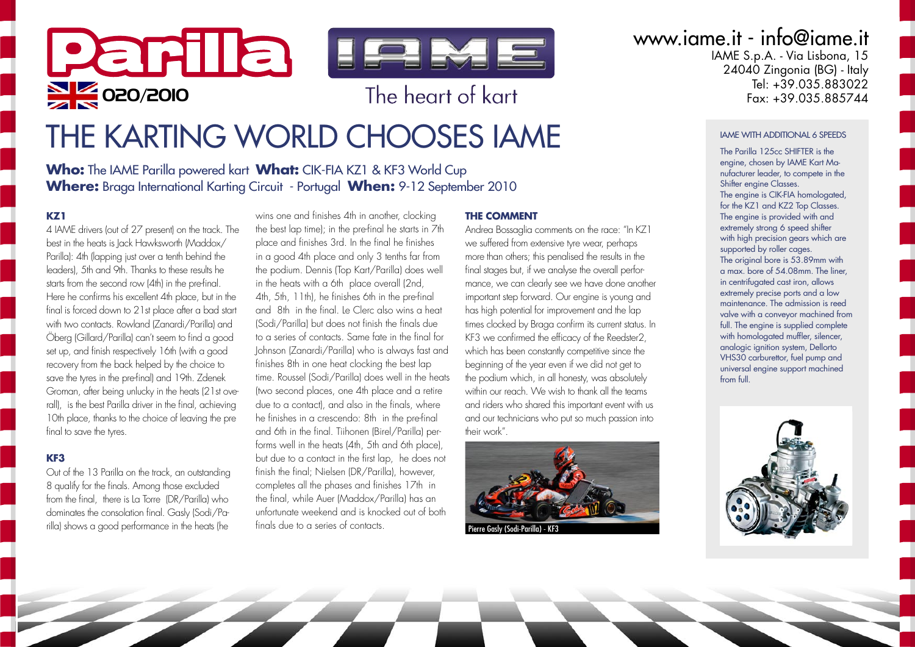Parilla

020/2010

IAME

The heart of kart

www.iame.it - info@iame.it
IAME S.p.A. - Via Lisbona, 15
24040 Zingonia (BG) - Italy
Tel: +39.035.883022
Fax: +39.035.885744

# THE KARTING WORLD CHOOSES IAME

**Who:** The IAME Parilla powered kart **What:** CIK-FIA KZ1 & KF3 World Cup
**Where:** Braga International Karting Circuit - Portugal **When:** 9-12 September 2010

### KZ1

4 IAME drivers (out of 27 present) on the track. The best in the heats is Jack Hawksworth (Maddox/Parilla): 4th (lapping just over a tenth behind the leaders), 5th and 9th. Thanks to these results he starts from the second row (4th) in the pre-final. Here he confirms his excellent 4th place, but in the final is forced down to 21st place after a bad start with two contacts. Rowland (Zanardi/Parilla) and Öberg (Gillard/Parilla) can't seem to find a good set up, and finish respectively 16th (with a good recovery from the back helped by the choice to save the tyres in the pre-final) and 19th. Zdenek Groman, after being unlucky in the heats (21st overall), is the best Parilla driver in the final, achieving 10th place, thanks to the choice of leaving the pre final to save the tyres.

### KF3

Out of the 13 Parilla on the track, an outstanding 8 qualify for the finals. Among those excluded from the final, there is La Torre (DR/Parilla) who dominates the consolation final. Gasly (Sodi/Parilla) shows a good performance in the heats (he wins one and finishes 4th in another, clocking the best lap time); in the pre-final he starts in 7th place and finishes 3rd. In the final he finishes in a good 4th place and only 3 tenths far from the podium. Dennis (Top Kart/Parilla) does well in the heats with a 6th place overall (2nd, 4th, 5th, 11th), he finishes 6th in the pre-final and 8th in the final. Le Clerc also wins a heat (Sodi/Parilla) but does not finish the finals due to a series of contacts. Same fate in the final for Johnson (Zanardi/Parilla) who is always fast and finishes 8th in one heat clocking the best lap time. Roussel (Sodi/Parilla) does well in the heats (two second places, one 4th place and a retire due to a contact), and also in the finals, where he finishes in a crescendo: 8th in the pre-final and 6th in the final. Tiihonen (Birel/Parilla) performs well in the heats (4th, 5th and 6th place), but due to a contact in the first lap, he does not finish the final; Nielsen (DR/Parilla), however, completes all the phases and finishes 17th in the final, while Auer (Maddox/Parilla) has an unfortunate weekend and is knocked out of both finals due to a series of contacts.

### THE COMMENT

Andrea Bossaglia comments on the race: "In KZ1 we suffered from extensive tyre wear, perhaps more than others; this penalised the results in the final stages but, if we analyse the overall performance, we can clearly see we have done another important step forward. Our engine is young and has high potential for improvement and the lap times clocked by Braga confirm its current status. In KF3 we confirmed the efficacy of the Reedster2, which has been constantly competitive since the beginning of the year even if we did not get to the podium which, in all honesty, was absolutely within our reach. We wish to thank all the teams and riders who shared this important event with us and our technicians who put so much passion into their work".

Pierre Gasly (Sodi-Parilla) - KF3

### IAME WITH ADDITIONAL 6 SPEEDS

The Parilla 125cc SHIFTER is the engine, chosen by IAME Kart Manufacturer leader, to compete in the Shifter engine Classes.
The engine is CIK-FIA homologated, for the KZ1 and KZ2 Top Classes.
The engine is provided with and extremely strong 6 speed shifter with high precision gears which are supported by roller cages.
The original bore is 53.89mm with a max. bore of 54.08mm. The liner, in centrifugated cast iron, allows extremely precise ports and a low maintenance. The admission is reed valve with a conveyor machined from full. The engine is supplied complete with homologated muffler, silencer, analogic ignition system, Dellorto VHS30 carburettor, fuel pump and universal engine support machined from full.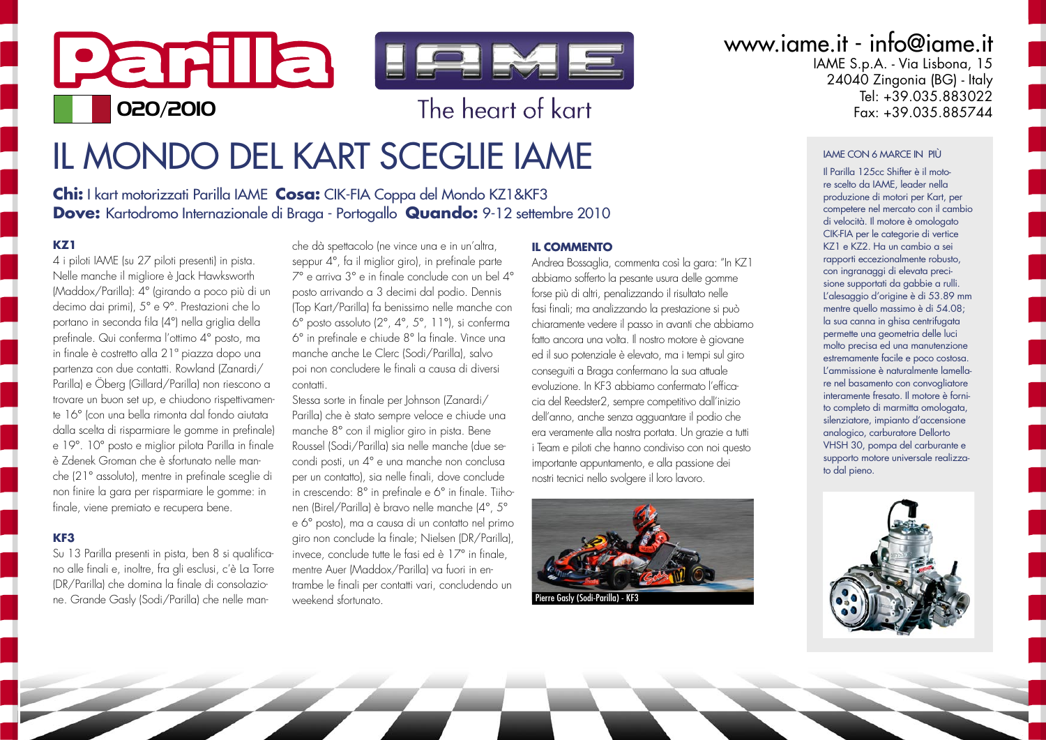Parilla

020/2010

The heart of kart

www.iame.it - info@iame.it
IAME S.p.A. - Via Lisbona, 15
24040 Zingonia (BG) - Italy
Tel: +39.035.883022
Fax: +39.035.885744

# IL MONDO DEL KART SCEGLIE IAME

**Chi:** I kart motorizzati Parilla IAME **Cosa:** CIK-FIA Coppa del Mondo KZ1&KF3
**Dove:** Kartodromo Internazionale di Braga - Portogallo **Quando:** 9-12 settembre 2010

### KZ1

4 i piloti IAME (su 27 piloti presenti) in pista. Nelle manche il migliore è Jack Hawksworth (Maddox/Parilla): 4° (girando a poco più di un decimo dai primi), 5° e 9°. Prestazioni che lo portano in seconda fila (4°) nella griglia della prefinale. Qui conferma l'ottimo 4° posto, ma in finale è costretto alla 21° piazza dopo una partenza con due contatti. Rowland (Zanardi/Parilla) e Öberg (Gillard/Parilla) non riescono a trovare un buon set up, e chiudono rispettivamente 16° (con una bella rimonta dal fondo aiutata dalla scelta di risparmiare le gomme in prefinale) e 19°. 10° posto e miglior pilota Parilla in finale è Zdenek Groman che è sfortunato nelle manche (21° assoluto), mentre in prefinale sceglie di non finire la gara per risparmiare le gomme: in finale, viene premiato e recupera bene.

### KF3

Su 13 Parilla presenti in pista, ben 8 si qualificano alle finali e, inoltre, fra gli esclusi, c'è La Torre (DR/Parilla) che domina la finale di consolazione. Grande Gasly (Sodi/Parilla) che nelle manche dà spettacolo (ne vince una e in un'altra, seppur 4°, fa il miglior giro), in prefinale parte 7° e arriva 3° e in finale conclude con un bel 4° posto arrivando a 3 decimi dal podio. Dennis (Top Kart/Parilla) fa benissimo nelle manche con 6° posto assoluto (2°, 4°, 5°, 11°), si conferma 6° in prefinale e chiude 8° la finale. Vince una manche anche Le Clerc (Sodi/Parilla), salvo poi non concludere le finali a causa di diversi contatti.

Stessa sorte in finale per Johnson (Zanardi/Parilla) che è stato sempre veloce e chiude una manche 8° con il miglior giro in pista. Bene Roussel (Sodi/Parilla) sia nelle manche (due secondi posti, un 4° e una manche non conclusa per un contatto), sia nelle finali, dove conclude in crescendo: 8° in prefinale e 6° in finale. Tiihonen (Birel/Parilla) è bravo nelle manche (4°, 5° e 6° posto), ma a causa di un contatto nel primo giro non conclude la finale; Nielsen (DR/Parilla), invece, conclude tutte le fasi ed è 17° in finale, mentre Auer (Maddox/Parilla) va fuori in entrambe le finali per contatti vari, concludendo un weekend sfortunato.

### IL COMMENTO

Andrea Bossaglia, commenta così la gara: "In KZ1 abbiamo sofferto la pesante usura delle gomme forse più di altri, penalizzando il risultato nelle fasi finali; ma analizzando la prestazione si può chiaramente vedere il passo in avanti che abbiamo fatto ancora una volta. Il nostro motore è giovane ed il suo potenziale è elevato, ma i tempi sul giro conseguiti a Braga confermano la sua attuale evoluzione. In KF3 abbiamo confermato l'efficacia del Reedster2, sempre competitivo dall'inizio dell'anno, anche senza agguantare il podio che era veramente alla nostra portata. Un grazie a tutti i Team e piloti che hanno condiviso con noi questo importante appuntamento, e alla passione dei nostri tecnici nello svolgere il loro lavoro.

Pierre Gasly (Sodi-Parilla) - KF3

### IAME CON 6 MARCE IN PIÙ

Il Parilla 125cc Shifter è il motore scelto da IAME, leader nella produzione di motori per Kart, per competere nel mercato con il cambio di velocità. Il motore è omologato CIK-FIA per le categorie di vertice KZ1 e KZ2. Ha un cambio a sei rapporti eccezionalmente robusto, con ingranaggi di elevata precisione supportati da gabbie a rulli. L'alesaggio d'origine è di 53.89 mm mentre quello massimo è di 54.08; la sua canna in ghisa centrifugata permette una geometria delle luci molto precisa ed una manutenzione estremamente facile e poco costosa. L'ammissione è naturalmente lamellare nel basamento con convogliatore interamente fresato. Il motore è fornito completo di marmitta omologata, silenziatore, impianto d'accensione analogico, carburatore Dellorto VHSH 30, pompa del carburante e supporto motore universale realizzato dal pieno.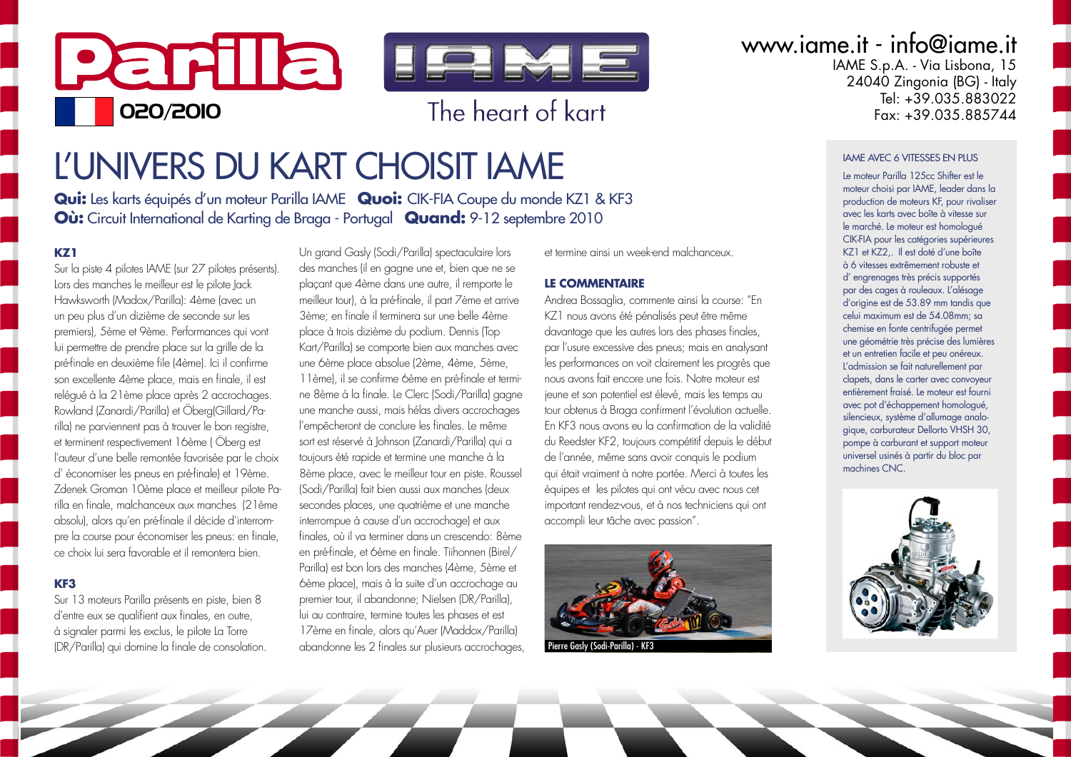Parilla

020/2010

IAME

The heart of kart

www.iame.it - info@iame.it
IAME S.p.A. - Via Lisbona, 15
24040 Zingonia (BG) - Italy
Tel: +39.035.883022
Fax: +39.035.885744

# L'UNIVERS DU KART CHOISIT IAME

**Qui:** Les karts équipés d'un moteur Parilla IAME **Quoi:** CIK-FIA Coupe du monde KZ1 & KF3
**Où:** Circuit International de Karting de Braga - Portugal **Quand:** 9-12 septembre 2010

### KZ1

Sur la piste 4 pilotes IAME (sur 27 pilotes présents). Lors des manches le meilleur est le pilote Jack Hawksworth (Madox/Parilla): 4ème (avec un un peu plus d'un dizième de seconde sur les premiers), 5ème et 9ème. Performances qui vont lui permettre de prendre place sur la grille de la pré-finale en deuxième file (4ème). Ici il confirme son excellente 4ème place, mais en finale, il est relégué à la 21ème place après 2 accrochages. Rowland (Zanardi/Parilla) et Öberg(Gillard/Parilla) ne parviennent pas à trouver le bon registre, et terminent respectivement 16ème ( Öberg est l'auteur d'une belle remontée favorisée par le choix d' économiser les pneus en pré-finale) et 19ème. Zdenek Groman 10ème place et meilleur pilote Parilla en finale, malchanceux aux manches (21ème absolu), alors qu'en pré-finale il décide d'interrompre la course pour économiser les pneus: en finale, ce choix lui sera favorable et il remontera bien.

### KF3

Sur 13 moteurs Parilla présents en piste, bien 8 d'entre eux se qualifient aux finales, en outre, à signaler parmi les exclus, le pilote La Torre (DR/Parilla) qui domine la finale de consolation. Un grand Gasly (Sodi/Parilla) spectaculaire lors des manches (il en gagne une et, bien que ne se plaçant que 4ème dans une autre, il remporte le meilleur tour), à la pré-finale, il part 7ème et arrive 3ème; en finale il terminera sur une belle 4ème place à trois dizième du podium. Dennis (Top Kart/Parilla) se comporte bien aux manches avec une 6ème place absolue (2ème, 4ème, 5ème, 11ème), il se confirme 6ème en pré-finale et termine 8ème à la finale. Le Clerc (Sodi/Parilla) gagne une manche aussi, mais hélas divers accrochages l'empêcheront de conclure les finales. Le même sort est réservé à Johnson (Zanardi/Parilla) qui a toujours été rapide et termine une manche à la 8ème place, avec le meilleur tour en piste. Roussel (Sodi/Parilla) fait bien aussi aux manches (deux secondes places, une quatrième et une manche interrompue à cause d'un accrochage) et aux finales, où il va terminer dans un crescendo: 8ème en pré-finale, et 6ème en finale. Tiihonnen (Birel/Parilla) est bon lors des manches (4ème, 5ème et 6ème place), mais à la suite d'un accrochage au premier tour, il abandonne; Nielsen (DR/Parilla), lui au contraire, termine toutes les phases et est 17ème en finale, alors qu'Auer (Maddox/Parilla) abandonne les 2 finales sur plusieurs accrochages, et termine ainsi un week-end malchanceux.

### LE COMMENTAIRE

Andrea Bossaglia, commente ainsi la course: "En KZ1 nous avons été pénalisés peut être même davantage que les autres lors des phases finales, par l'usure excessive des pneus; mais en analysant les performances on voit clairement les progrès que nous avons fait encore une fois. Notre moteur est jeune et son potentiel est élevé, mais les temps au tour obtenus à Braga confirment l'évolution actuelle. En KF3 nous avons eu la confirmation de la validité du Reedster KF2, toujours compétitif depuis le début de l'année, même sans avoir conquis le podium qui était vraiment à notre portée. Merci à toutes les équipes et les pilotes qui ont vécu avec nous cet important rendez-vous, et à nos techniciens qui ont accompli leur tâche avec passion".

Pierre Gasly (Sodi-Parilla) - KF3

### IAME AVEC 6 VITESSES EN PLUS

Le moteur Parilla 125cc Shifter est le moteur choisi par IAME, leader dans la production de moteurs KF, pour rivaliser avec les karts avec boîte à vitesse sur le marché. Le moteur est homologué CIK-FIA pour les catégories supérieures KZ1 et KZ2,. Il est doté d'une boîte à 6 vitesses extrêmement robuste et d' engrenages très précis supportés par des cages à rouleaux. L'alésage d'origine est de 53.89 mm tandis que celui maximum est de 54.08mm; sa chemise en fonte centrifugée permet une géométrie très précise des lumières et un entretien facile et peu onéreux. L'admission se fait naturellement par clapets, dans le carter avec convoyeur entièrement fraisé. Le moteur est fourni avec pot d'échappement homologué, silencieux, système d'allumage analogique, carburateur Dellorto VHSH 30, pompe à carburant et support moteur universel usinés à partir du bloc par machines CNC.